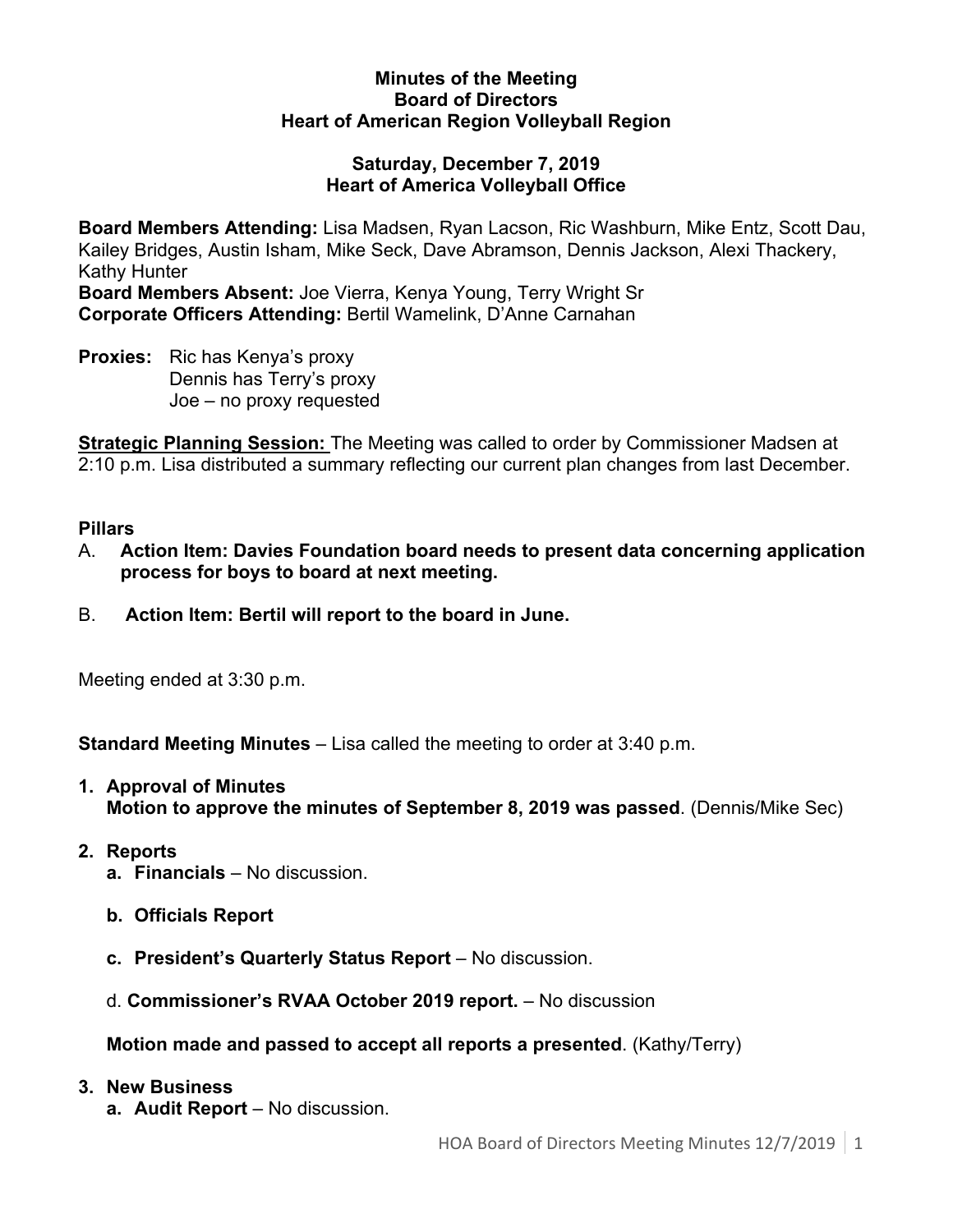**Minutes of the Meeting**
**Board of Directors**
**Heart of American Region Volleyball Region**

**Saturday, December 7, 2019**
**Heart of America Volleyball Office**

**Board Members Attending:** Lisa Madsen, Ryan Lacson, Ric Washburn, Mike Entz, Scott Dau, Kailey Bridges, Austin Isham, Mike Seck, Dave Abramson, Dennis Jackson, Alexi Thackery, Kathy Hunter
**Board Members Absent:** Joe Vierra, Kenya Young, Terry Wright Sr
**Corporate Officers Attending:** Bertil Wamelink, D'Anne Carnahan

**Proxies:** Ric has Kenya's proxy
Dennis has Terry's proxy
Joe – no proxy requested

**Strategic Planning Session:** The Meeting was called to order by Commissioner Madsen at 2:10 p.m. Lisa distributed a summary reflecting our current plan changes from last December.

**Pillars**

A. **Action Item: Davies Foundation board needs to present data concerning application process for boys to board at next meeting.**

B. **Action Item: Bertil will report to the board in June.**

Meeting ended at 3:30 p.m.

**Standard Meeting Minutes** – Lisa called the meeting to order at 3:40 p.m.

1. **Approval of Minutes**
   **Motion to approve the minutes of September 8, 2019 was passed**. (Dennis/Mike Sec)

2. **Reports**
   a. **Financials** – No discussion.

   b. **Officials Report**

   c. **President's Quarterly Status Report** – No discussion.

   d. **Commissioner's RVAA October 2019 report.** – No discussion

   **Motion made and passed to accept all reports a presented**. (Kathy/Terry)

3. **New Business**
   a. **Audit Report** – No discussion.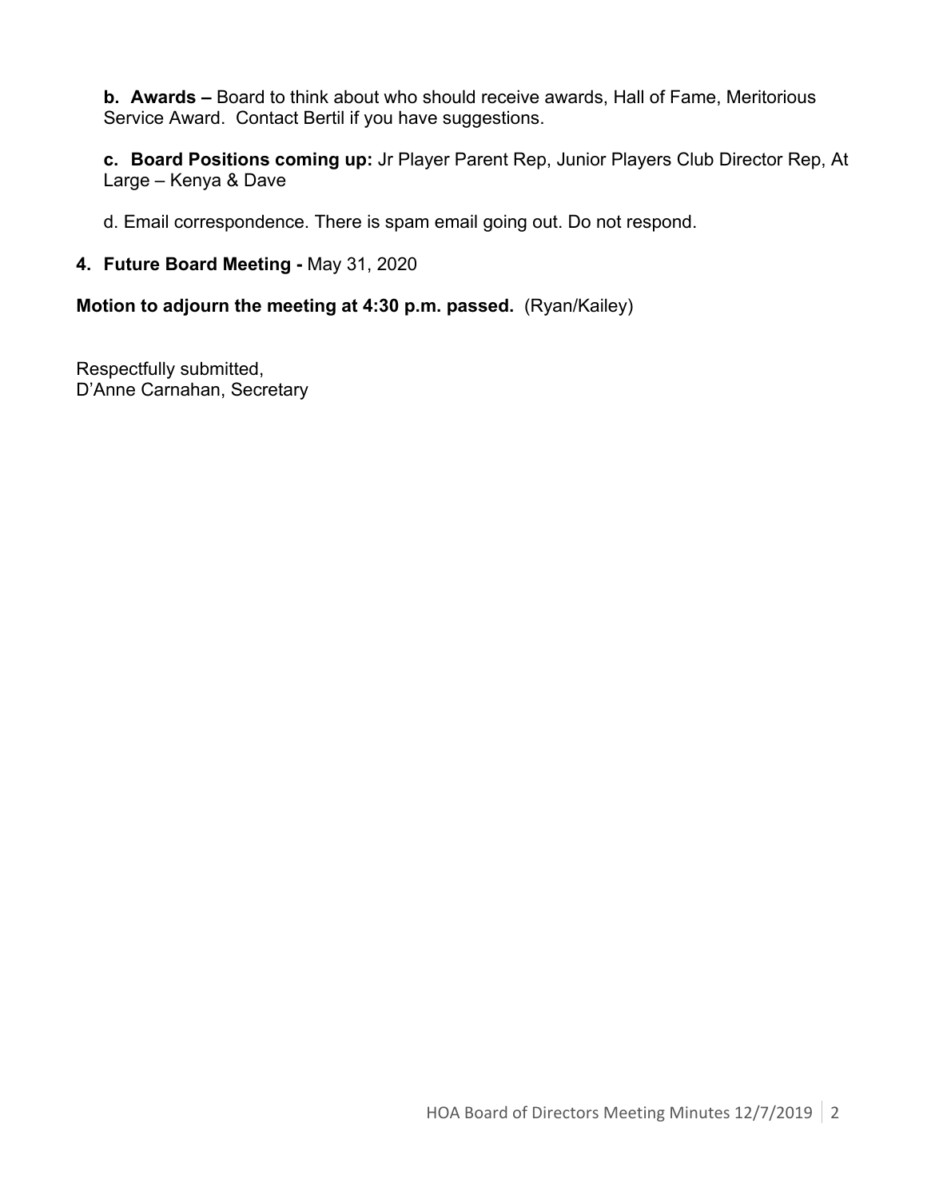**b. Awards –** Board to think about who should receive awards, Hall of Fame, Meritorious Service Award. Contact Bertil if you have suggestions.

**c. Board Positions coming up:** Jr Player Parent Rep, Junior Players Club Director Rep, At Large – Kenya & Dave

d. Email correspondence. There is spam email going out. Do not respond.

4. **Future Board Meeting -** May 31, 2020

**Motion to adjourn the meeting at 4:30 p.m. passed.** (Ryan/Kailey)

Respectfully submitted,
D'Anne Carnahan, Secretary